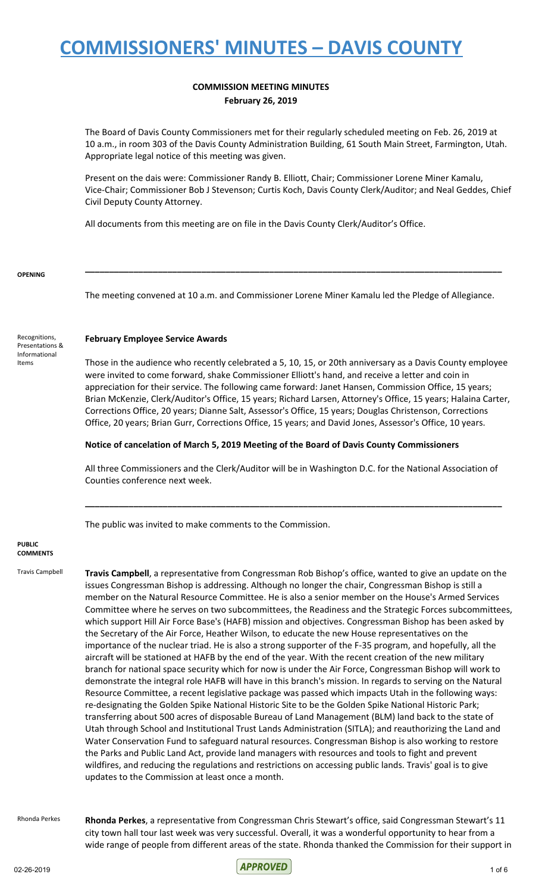# COMMISSIONERS' MINUTES – DAVIS COUNTY

**COMMISSION MEETING MINUTES**
**February 26, 2019**

The Board of Davis County Commissioners met for their regularly scheduled meeting on Feb. 26, 2019 at 10 a.m., in room 303 of the Davis County Administration Building, 61 South Main Street, Farmington, Utah. Appropriate legal notice of this meeting was given.

Present on the dais were: Commissioner Randy B. Elliott, Chair; Commissioner Lorene Miner Kamalu, Vice-Chair; Commissioner Bob J Stevenson; Curtis Koch, Davis County Clerk/Auditor; and Neal Geddes, Chief Civil Deputy County Attorney.

All documents from this meeting are on file in the Davis County Clerk/Auditor's Office.

---

**OPENING**

The meeting convened at 10 a.m. and Commissioner Lorene Miner Kamalu led the Pledge of Allegiance.

Recognitions, Presentations & Informational Items

**February Employee Service Awards**

Those in the audience who recently celebrated a 5, 10, 15, or 20th anniversary as a Davis County employee were invited to come forward, shake Commissioner Elliott's hand, and receive a letter and coin in appreciation for their service. The following came forward: Janet Hansen, Commission Office, 15 years; Brian McKenzie, Clerk/Auditor's Office, 15 years; Richard Larsen, Attorney's Office, 15 years; Halaina Carter, Corrections Office, 20 years; Dianne Salt, Assessor's Office, 15 years; Douglas Christenson, Corrections Office, 20 years; Brian Gurr, Corrections Office, 15 years; and David Jones, Assessor's Office, 10 years.

**Notice of cancelation of March 5, 2019 Meeting of the Board of Davis County Commissioners**

All three Commissioners and the Clerk/Auditor will be in Washington D.C. for the National Association of Counties conference next week.

---

The public was invited to make comments to the Commission.

**PUBLIC COMMENTS**

Travis Campbell

**Travis Campbell**, a representative from Congressman Rob Bishop's office, wanted to give an update on the issues Congressman Bishop is addressing. Although no longer the chair, Congressman Bishop is still a member on the Natural Resource Committee. He is also a senior member on the House's Armed Services Committee where he serves on two subcommittees, the Readiness and the Strategic Forces subcommittees, which support Hill Air Force Base's (HAFB) mission and objectives. Congressman Bishop has been asked by the Secretary of the Air Force, Heather Wilson, to educate the new House representatives on the importance of the nuclear triad. He is also a strong supporter of the F-35 program, and hopefully, all the aircraft will be stationed at HAFB by the end of the year. With the recent creation of the new military branch for national space security which for now is under the Air Force, Congressman Bishop will work to demonstrate the integral role HAFB will have in this branch's mission. In regards to serving on the Natural Resource Committee, a recent legislative package was passed which impacts Utah in the following ways: re-designating the Golden Spike National Historic Site to be the Golden Spike National Historic Park; transferring about 500 acres of disposable Bureau of Land Management (BLM) land back to the state of Utah through School and Institutional Trust Lands Administration (SITLA); and reauthorizing the Land and Water Conservation Fund to safeguard natural resources. Congressman Bishop is also working to restore the Parks and Public Land Act, provide land managers with resources and tools to fight and prevent wildfires, and reducing the regulations and restrictions on accessing public lands. Travis' goal is to give updates to the Commission at least once a month.

Rhonda Perkes

**Rhonda Perkes**, a representative from Congressman Chris Stewart's office, said Congressman Stewart's 11 city town hall tour last week was very successful. Overall, it was a wonderful opportunity to hear from a wide range of people from different areas of the state. Rhonda thanked the Commission for their support in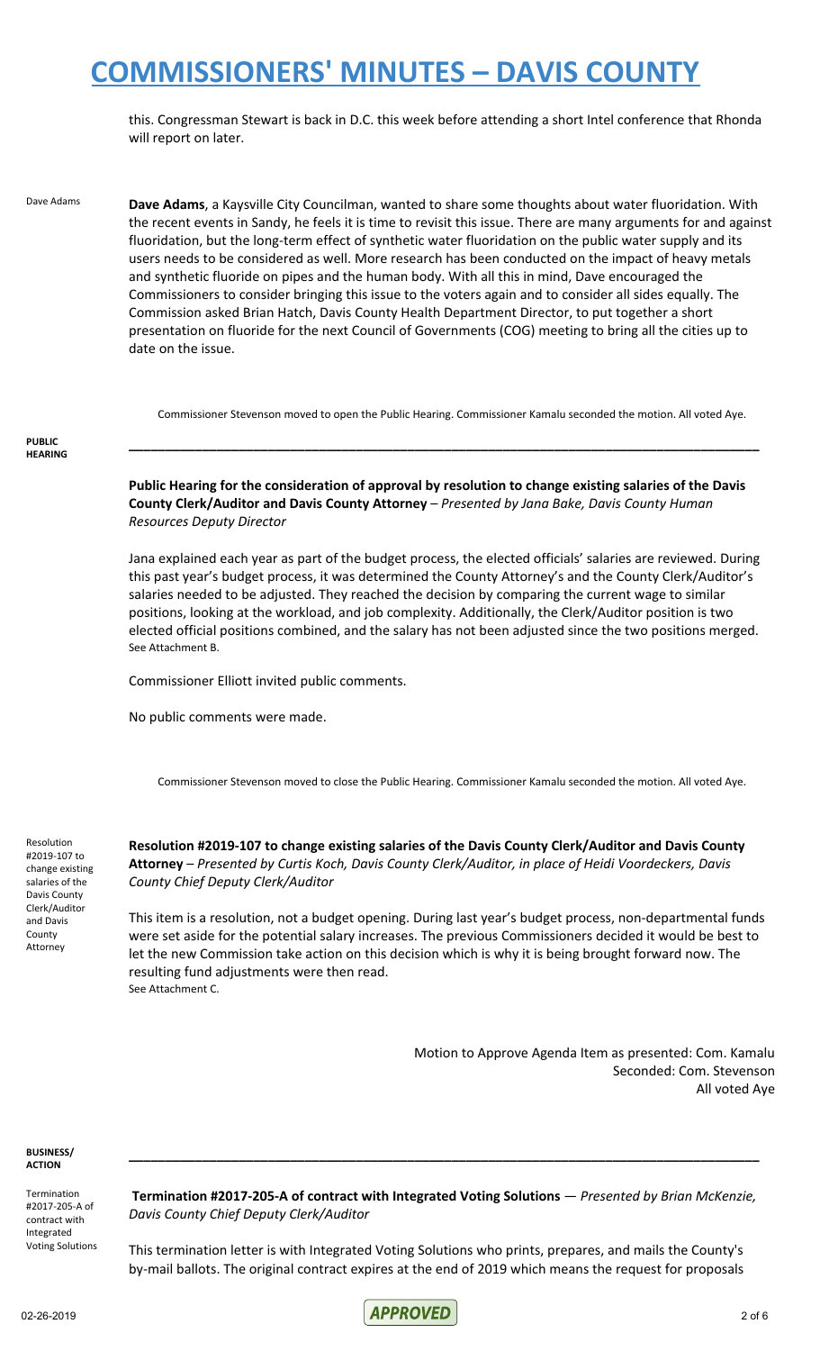this. Congressman Stewart is back in D.C. this week before attending a short Intel conference that Rhonda will report on later.

Dave Adams

**Dave Adams**, a Kaysville City Councilman, wanted to share some thoughts about water fluoridation. With the recent events in Sandy, he feels it is time to revisit this issue. There are many arguments for and against fluoridation, but the long-term effect of synthetic water fluoridation on the public water supply and its users needs to be considered as well. More research has been conducted on the impact of heavy metals and synthetic fluoride on pipes and the human body. With all this in mind, Dave encouraged the Commissioners to consider bringing this issue to the voters again and to consider all sides equally. The Commission asked Brian Hatch, Davis County Health Department Director, to put together a short presentation on fluoride for the next Council of Governments (COG) meeting to bring all the cities up to date on the issue.

Commissioner Stevenson moved to open the Public Hearing. Commissioner Kamalu seconded the motion. All voted Aye.

**PUBLIC HEARING**

---

**Public Hearing for the consideration of approval by resolution to change existing salaries of the Davis County Clerk/Auditor and Davis County Attorney** – *Presented by Jana Bake, Davis County Human Resources Deputy Director*

Jana explained each year as part of the budget process, the elected officials' salaries are reviewed. During this past year's budget process, it was determined the County Attorney's and the County Clerk/Auditor's salaries needed to be adjusted. They reached the decision by comparing the current wage to similar positions, looking at the workload, and job complexity. Additionally, the Clerk/Auditor position is two elected official positions combined, and the salary has not been adjusted since the two positions merged. See Attachment B.

Commissioner Elliott invited public comments.

No public comments were made.

Commissioner Stevenson moved to close the Public Hearing. Commissioner Kamalu seconded the motion. All voted Aye.

Resolution #2019-107 to change existing salaries of the Davis County Clerk/Auditor and Davis County Attorney

**Resolution #2019-107 to change existing salaries of the Davis County Clerk/Auditor and Davis County Attorney** – *Presented by Curtis Koch, Davis County Clerk/Auditor, in place of Heidi Voordeckers, Davis County Chief Deputy Clerk/Auditor*

This item is a resolution, not a budget opening. During last year's budget process, non-departmental funds were set aside for the potential salary increases. The previous Commissioners decided it would be best to let the new Commission take action on this decision which is why it is being brought forward now. The resulting fund adjustments were then read.
See Attachment C.

Motion to Approve Agenda Item as presented: Com. Kamalu
Seconded: Com. Stevenson
All voted Aye

**BUSINESS/ ACTION**

---

Termination #2017-205-A of contract with Integrated Voting Solutions

**Termination #2017-205-A of contract with Integrated Voting Solutions** — *Presented by Brian McKenzie, Davis County Chief Deputy Clerk/Auditor*

This termination letter is with Integrated Voting Solutions who prints, prepares, and mails the County's by-mail ballots. The original contract expires at the end of 2019 which means the request for proposals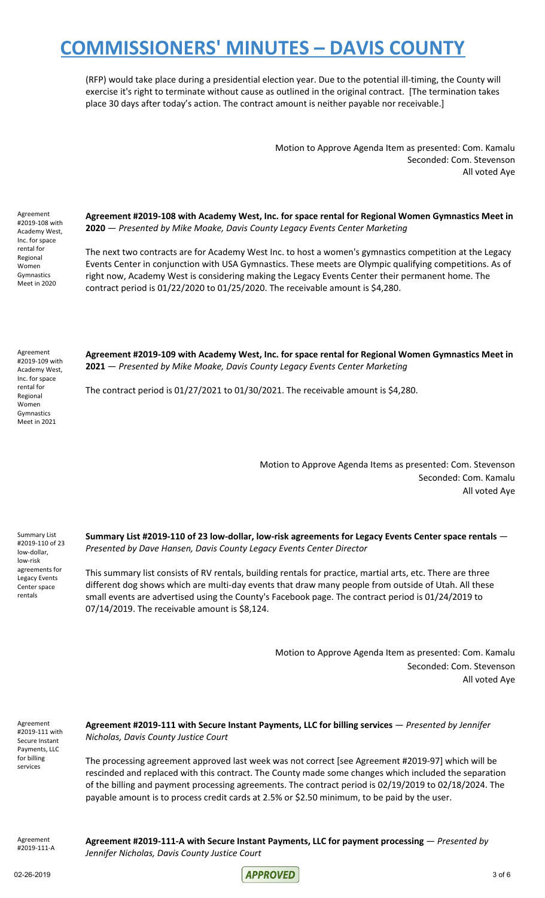(RFP) would take place during a presidential election year. Due to the potential ill-timing, the County will exercise it's right to terminate without cause as outlined in the original contract. [The termination takes place 30 days after today's action. The contract amount is neither payable nor receivable.]

Motion to Approve Agenda Item as presented: Com. Kamalu
Seconded: Com. Stevenson
All voted Aye

Agreement #2019-108 with Academy West, Inc. for space rental for Regional Women Gymnastics Meet in 2020

**Agreement #2019-108 with Academy West, Inc. for space rental for Regional Women Gymnastics Meet in 2020** — *Presented by Mike Moake, Davis County Legacy Events Center Marketing*

The next two contracts are for Academy West Inc. to host a women's gymnastics competition at the Legacy Events Center in conjunction with USA Gymnastics. These meets are Olympic qualifying competitions. As of right now, Academy West is considering making the Legacy Events Center their permanent home. The contract period is 01/22/2020 to 01/25/2020. The receivable amount is $4,280.

Agreement #2019-109 with Academy West, Inc. for space rental for Regional Women Gymnastics Meet in 2021

**Agreement #2019-109 with Academy West, Inc. for space rental for Regional Women Gymnastics Meet in 2021** — *Presented by Mike Moake, Davis County Legacy Events Center Marketing*

The contract period is 01/27/2021 to 01/30/2021. The receivable amount is $4,280.

Motion to Approve Agenda Items as presented: Com. Stevenson
Seconded: Com. Kamalu
All voted Aye

Summary List #2019-110 of 23 low-dollar, low-risk agreements for Legacy Events Center space rentals

**Summary List #2019-110 of 23 low-dollar, low-risk agreements for Legacy Events Center space rentals** — *Presented by Dave Hansen, Davis County Legacy Events Center Director*

This summary list consists of RV rentals, building rentals for practice, martial arts, etc. There are three different dog shows which are multi-day events that draw many people from outside of Utah. All these small events are advertised using the County's Facebook page. The contract period is 01/24/2019 to 07/14/2019. The receivable amount is $8,124.

Motion to Approve Agenda Item as presented: Com. Kamalu
Seconded: Com. Stevenson
All voted Aye

Agreement #2019-111 with Secure Instant Payments, LLC for billing services

**Agreement #2019-111 with Secure Instant Payments, LLC for billing services** — *Presented by Jennifer Nicholas, Davis County Justice Court*

The processing agreement approved last week was not correct [see Agreement #2019-97] which will be rescinded and replaced with this contract. The County made some changes which included the separation of the billing and payment processing agreements. The contract period is 02/19/2019 to 02/18/2024. The payable amount is to process credit cards at 2.5% or $2.50 minimum, to be paid by the user.

Agreement #2019-111-A

**Agreement #2019-111-A with Secure Instant Payments, LLC for payment processing** — *Presented by Jennifer Nicholas, Davis County Justice Court*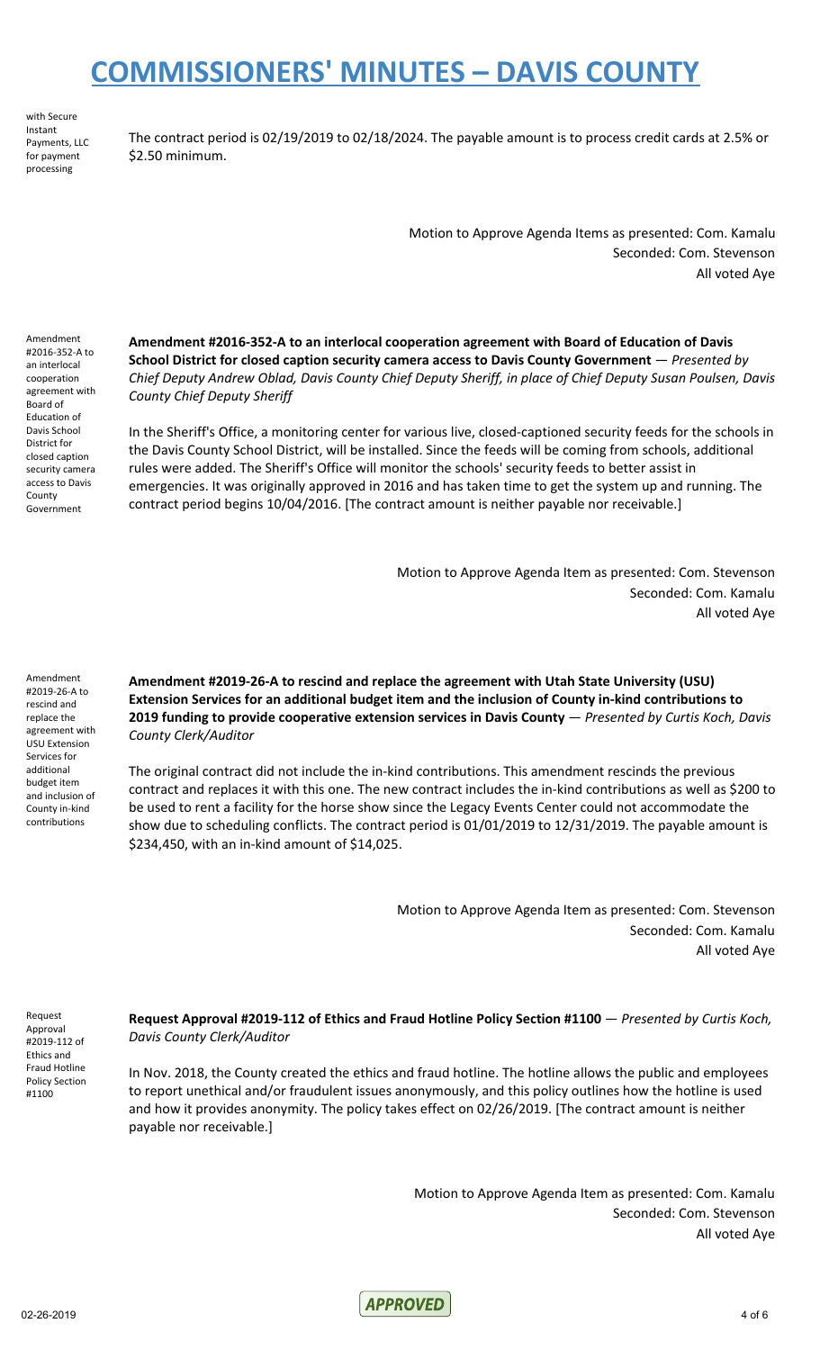with Secure Instant Payments, LLC for payment processing

The contract period is 02/19/2019 to 02/18/2024. The payable amount is to process credit cards at 2.5% or $2.50 minimum.

Motion to Approve Agenda Items as presented: Com. Kamalu
Seconded: Com. Stevenson
All voted Aye

Amendment #2016-352-A to an interlocal cooperation agreement with Board of Education of Davis School District for closed caption security camera access to Davis County Government

**Amendment #2016-352-A to an interlocal cooperation agreement with Board of Education of Davis School District for closed caption security camera access to Davis County Government** — *Presented by Chief Deputy Andrew Oblad, Davis County Chief Deputy Sheriff, in place of Chief Deputy Susan Poulsen, Davis County Chief Deputy Sheriff*

In the Sheriff's Office, a monitoring center for various live, closed-captioned security feeds for the schools in the Davis County School District, will be installed. Since the feeds will be coming from schools, additional rules were added. The Sheriff's Office will monitor the schools' security feeds to better assist in emergencies. It was originally approved in 2016 and has taken time to get the system up and running. The contract period begins 10/04/2016. [The contract amount is neither payable nor receivable.]

Motion to Approve Agenda Item as presented: Com. Stevenson
Seconded: Com. Kamalu
All voted Aye

Amendment #2019-26-A to rescind and replace the agreement with USU Extension Services for additional budget item and inclusion of County in-kind contributions

**Amendment #2019-26-A to rescind and replace the agreement with Utah State University (USU) Extension Services for an additional budget item and the inclusion of County in-kind contributions to 2019 funding to provide cooperative extension services in Davis County** — *Presented by Curtis Koch, Davis County Clerk/Auditor*

The original contract did not include the in-kind contributions. This amendment rescinds the previous contract and replaces it with this one. The new contract includes the in-kind contributions as well as $200 to be used to rent a facility for the horse show since the Legacy Events Center could not accommodate the show due to scheduling conflicts. The contract period is 01/01/2019 to 12/31/2019. The payable amount is $234,450, with an in-kind amount of $14,025.

Motion to Approve Agenda Item as presented: Com. Stevenson
Seconded: Com. Kamalu
All voted Aye

Request Approval #2019-112 of Ethics and Fraud Hotline Policy Section #1100

**Request Approval #2019-112 of Ethics and Fraud Hotline Policy Section #1100** — *Presented by Curtis Koch, Davis County Clerk/Auditor*

In Nov. 2018, the County created the ethics and fraud hotline. The hotline allows the public and employees to report unethical and/or fraudulent issues anonymously, and this policy outlines how the hotline is used and how it provides anonymity. The policy takes effect on 02/26/2019. [The contract amount is neither payable nor receivable.]

Motion to Approve Agenda Item as presented: Com. Kamalu
Seconded: Com. Stevenson
All voted Aye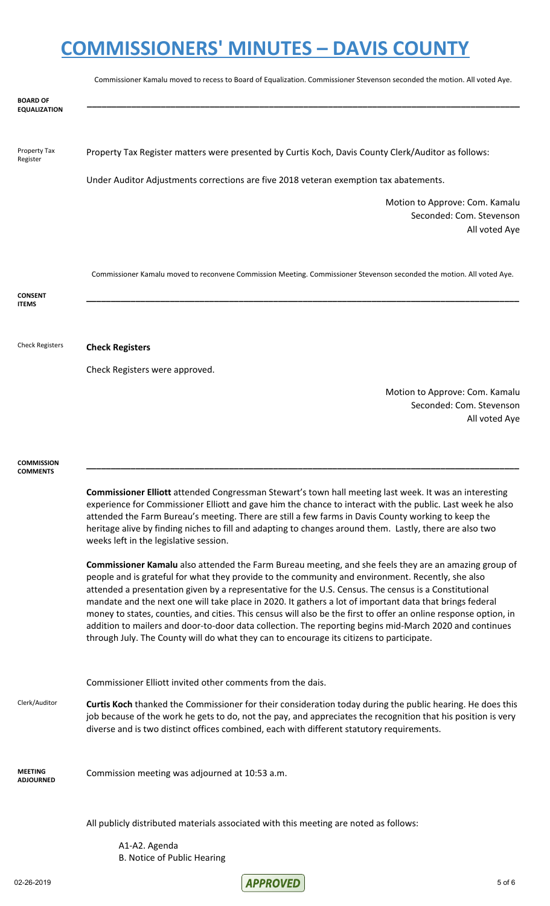# COMMISSIONERS' MINUTES – DAVIS COUNTY

Commissioner Kamalu moved to recess to Board of Equalization. Commissioner Stevenson seconded the motion. All voted Aye.

**BOARD OF EQUALIZATION**

---

Property Tax Register

Property Tax Register matters were presented by Curtis Koch, Davis County Clerk/Auditor as follows:

Under Auditor Adjustments corrections are five 2018 veteran exemption tax abatements.

Motion to Approve: Com. Kamalu
Seconded: Com. Stevenson
All voted Aye

Commissioner Kamalu moved to reconvene Commission Meeting. Commissioner Stevenson seconded the motion. All voted Aye.

**CONSENT ITEMS**

---

Check Registers

**Check Registers**

Check Registers were approved.

Motion to Approve: Com. Kamalu
Seconded: Com. Stevenson
All voted Aye

**COMMISSION COMMENTS**

---

**Commissioner Elliott** attended Congressman Stewart's town hall meeting last week. It was an interesting experience for Commissioner Elliott and gave him the chance to interact with the public. Last week he also attended the Farm Bureau's meeting. There are still a few farms in Davis County working to keep the heritage alive by finding niches to fill and adapting to changes around them. Lastly, there are also two weeks left in the legislative session.

**Commissioner Kamalu** also attended the Farm Bureau meeting, and she feels they are an amazing group of people and is grateful for what they provide to the community and environment. Recently, she also attended a presentation given by a representative for the U.S. Census. The census is a Constitutional mandate and the next one will take place in 2020. It gathers a lot of important data that brings federal money to states, counties, and cities. This census will also be the first to offer an online response option, in addition to mailers and door-to-door data collection. The reporting begins mid-March 2020 and continues through July. The County will do what they can to encourage its citizens to participate.

Commissioner Elliott invited other comments from the dais.

Clerk/Auditor

**Curtis Koch** thanked the Commissioner for their consideration today during the public hearing. He does this job because of the work he gets to do, not the pay, and appreciates the recognition that his position is very diverse and is two distinct offices combined, each with different statutory requirements.

**MEETING ADJOURNED**

Commission meeting was adjourned at 10:53 a.m.

All publicly distributed materials associated with this meeting are noted as follows:

A1-A2. Agenda
B. Notice of Public Hearing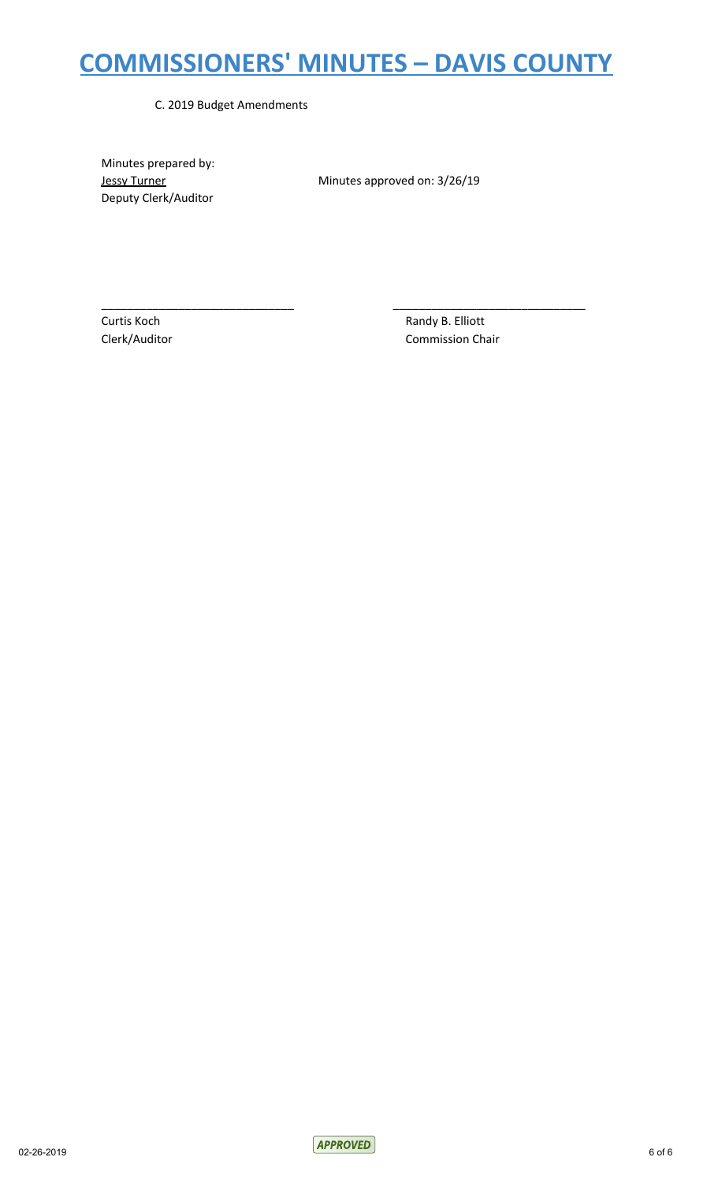# COMMISSIONERS' MINUTES – DAVIS COUNTY

C. 2019 Budget Amendments

Minutes prepared by:
Jessy Turner
Deputy Clerk/Auditor

Minutes approved on: 3/26/19

\_\_\_\_\_\_\_\_\_\_\_\_\_\_\_\_\_\_\_\_\_\_\_\_\_\_\_\_\_\_
Curtis Koch
Clerk/Auditor

\_\_\_\_\_\_\_\_\_\_\_\_\_\_\_\_\_\_\_\_\_\_\_\_\_\_\_\_\_\_
Randy B. Elliott
Commission Chair

APPROVED